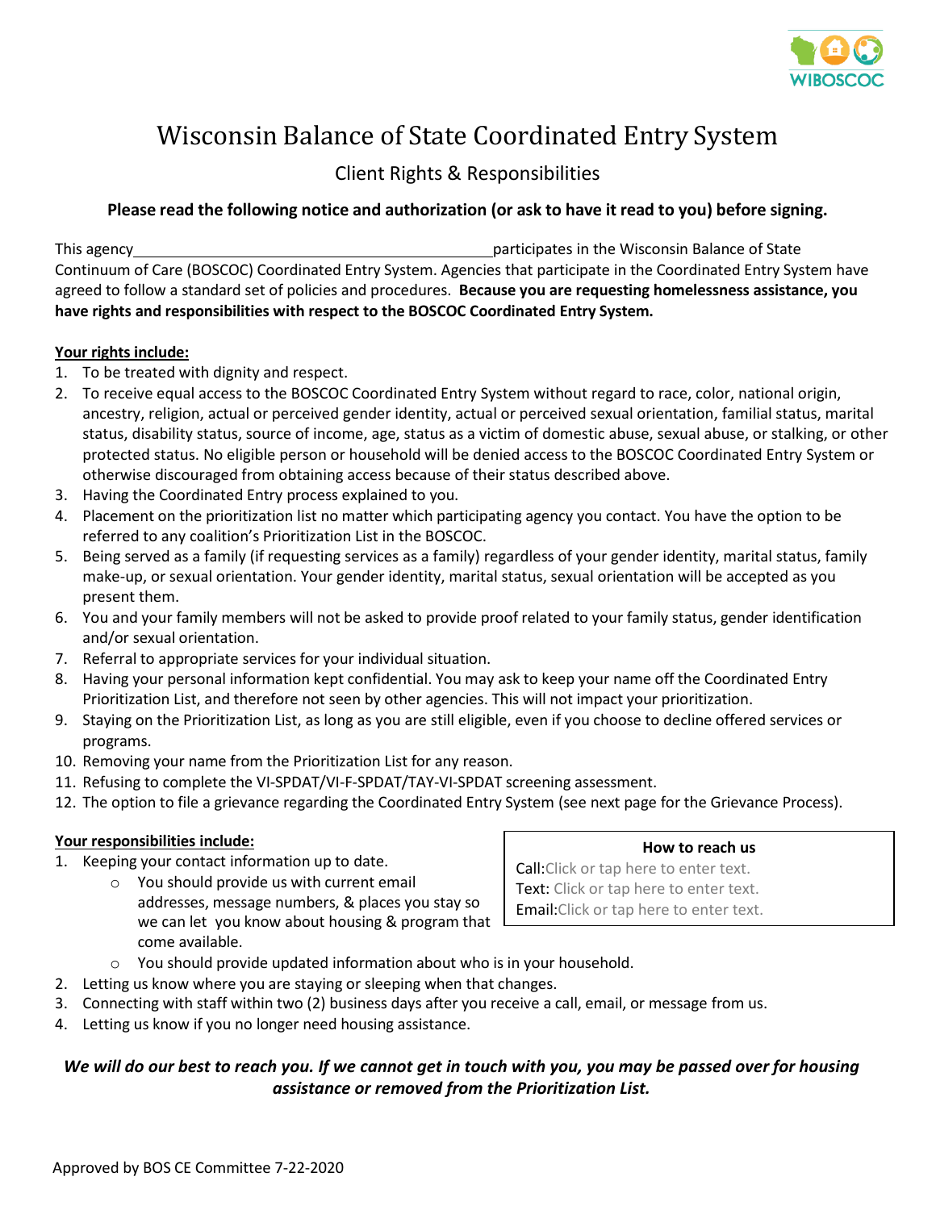# Wisconsin Balance of State Coordinated Entry System

## Client Rights & Responsibilities

**Please read the following notice and authorization (or ask to have it read to you) before signing.**

This agency\_\_\_\_\_\_\_\_\_\_\_\_\_\_\_\_\_\_\_\_\_\_\_\_\_\_\_\_\_\_\_\_\_\_\_\_\_\_\_\_participates in the Wisconsin Balance of State Continuum of Care (BOSCOC) Coordinated Entry System. Agencies that participate in the Coordinated Entry System have agreed to follow a standard set of policies and procedures. **Because you are requesting homelessness assistance, you have rights and responsibilities with respect to the BOSCOC Coordinated Entry System.**

**Your rights include:**

1. To be treated with dignity and respect.
2. To receive equal access to the BOSCOC Coordinated Entry System without regard to race, color, national origin, ancestry, religion, actual or perceived gender identity, actual or perceived sexual orientation, familial status, marital status, disability status, source of income, age, status as a victim of domestic abuse, sexual abuse, or stalking, or other protected status. No eligible person or household will be denied access to the BOSCOC Coordinated Entry System or otherwise discouraged from obtaining access because of their status described above.
3. Having the Coordinated Entry process explained to you.
4. Placement on the prioritization list no matter which participating agency you contact. You have the option to be referred to any coalition's Prioritization List in the BOSCOC.
5. Being served as a family (if requesting services as a family) regardless of your gender identity, marital status, family make-up, or sexual orientation. Your gender identity, marital status, sexual orientation will be accepted as you present them.
6. You and your family members will not be asked to provide proof related to your family status, gender identification and/or sexual orientation.
7. Referral to appropriate services for your individual situation.
8. Having your personal information kept confidential. You may ask to keep your name off the Coordinated Entry Prioritization List, and therefore not seen by other agencies. This will not impact your prioritization.
9. Staying on the Prioritization List, as long as you are still eligible, even if you choose to decline offered services or programs.
10. Removing your name from the Prioritization List for any reason.
11. Refusing to complete the VI-SPDAT/VI-F-SPDAT/TAY-VI-SPDAT screening assessment.
12. The option to file a grievance regarding the Coordinated Entry System (see next page for the Grievance Process).

**Your responsibilities include:**

1. Keeping your contact information up to date.
   - You should provide us with current email addresses, message numbers, & places you stay so we can let you know about housing & program that come available.
   - You should provide updated information about who is in your household.
2. Letting us know where you are staying or sleeping when that changes.
3. Connecting with staff within two (2) business days after you receive a call, email, or message from us.
4. Letting us know if you no longer need housing assistance.

**How to reach us**

Call: Click or tap here to enter text.
Text: Click or tap here to enter text.
Email: Click or tap here to enter text.

***We will do our best to reach you. If we cannot get in touch with you, you may be passed over for housing assistance or removed from the Prioritization List.***

Approved by BOS CE Committee 7-22-2020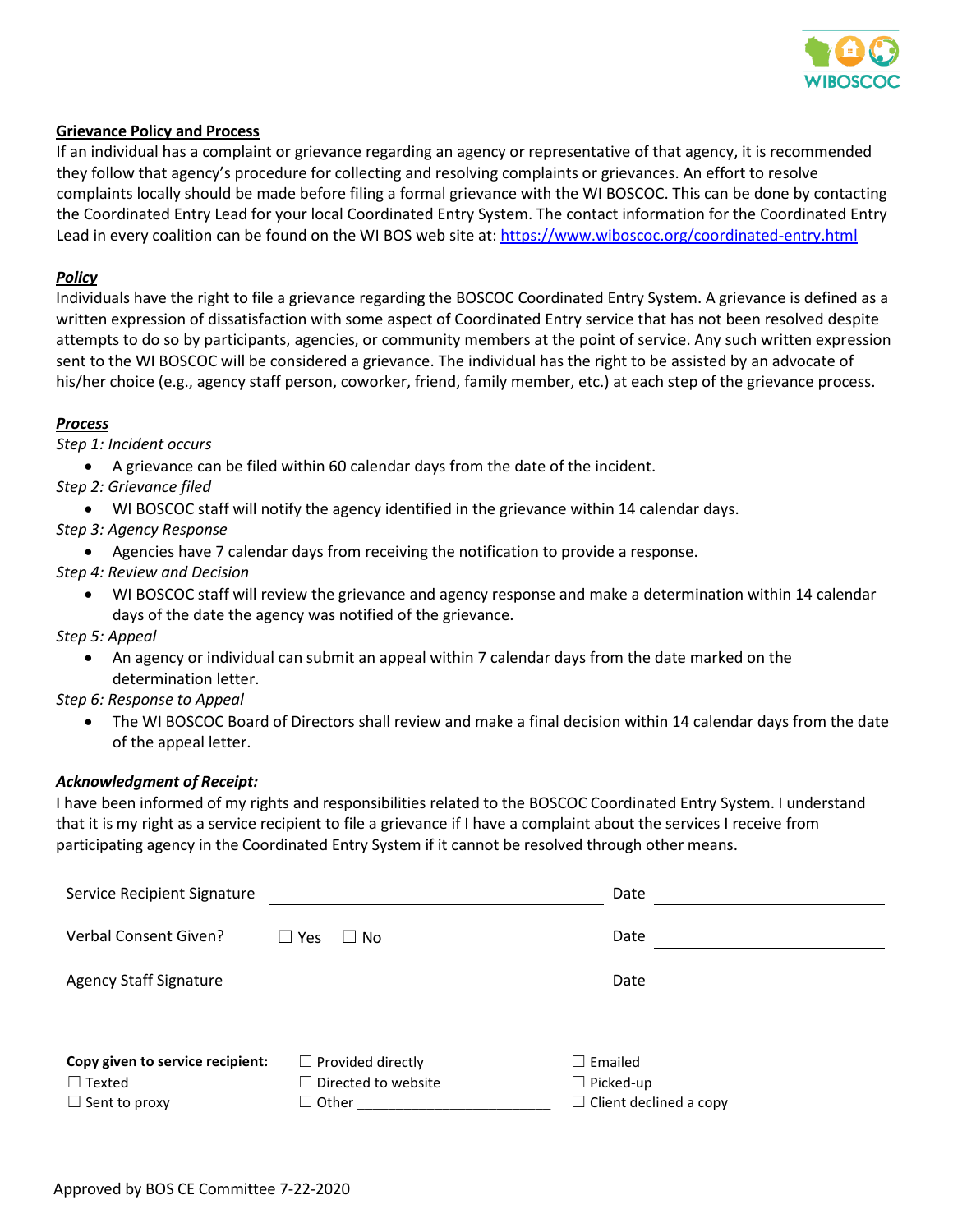**Grievance Policy and Process**

If an individual has a complaint or grievance regarding an agency or representative of that agency, it is recommended they follow that agency's procedure for collecting and resolving complaints or grievances. An effort to resolve complaints locally should be made before filing a formal grievance with the WI BOSCOC. This can be done by contacting the Coordinated Entry Lead for your local Coordinated Entry System. The contact information for the Coordinated Entry Lead in every coalition can be found on the WI BOS web site at: https://www.wiboscoc.org/coordinated-entry.html

***Policy***

Individuals have the right to file a grievance regarding the BOSCOC Coordinated Entry System. A grievance is defined as a written expression of dissatisfaction with some aspect of Coordinated Entry service that has not been resolved despite attempts to do so by participants, agencies, or community members at the point of service. Any such written expression sent to the WI BOSCOC will be considered a grievance. The individual has the right to be assisted by an advocate of his/her choice (e.g., agency staff person, coworker, friend, family member, etc.) at each step of the grievance process.

***Process***

*Step 1: Incident occurs*

- A grievance can be filed within 60 calendar days from the date of the incident.

*Step 2: Grievance filed*

- WI BOSCOC staff will notify the agency identified in the grievance within 14 calendar days.

*Step 3: Agency Response*

- Agencies have 7 calendar days from receiving the notification to provide a response.

*Step 4: Review and Decision*

- WI BOSCOC staff will review the grievance and agency response and make a determination within 14 calendar days of the date the agency was notified of the grievance.

*Step 5: Appeal*

- An agency or individual can submit an appeal within 7 calendar days from the date marked on the determination letter.

*Step 6: Response to Appeal*

- The WI BOSCOC Board of Directors shall review and make a final decision within 14 calendar days from the date of the appeal letter.

***Acknowledgment of Receipt:***

I have been informed of my rights and responsibilities related to the BOSCOC Coordinated Entry System. I understand that it is my right as a service recipient to file a grievance if I have a complaint about the services I receive from participating agency in the Coordinated Entry System if it cannot be resolved through other means.

Service Recipient Signature ______________________________ Date ____________________

Verbal Consent Given? ☐ Yes ☐ No Date ____________________

Agency Staff Signature ______________________________ Date ____________________

**Copy given to service recipient:** ☐ Provided directly ☐ Emailed
☐ Texted ☐ Directed to website ☐ Picked-up
☐ Sent to proxy ☐ Other ________________________ ☐ Client declined a copy

Approved by BOS CE Committee 7-22-2020